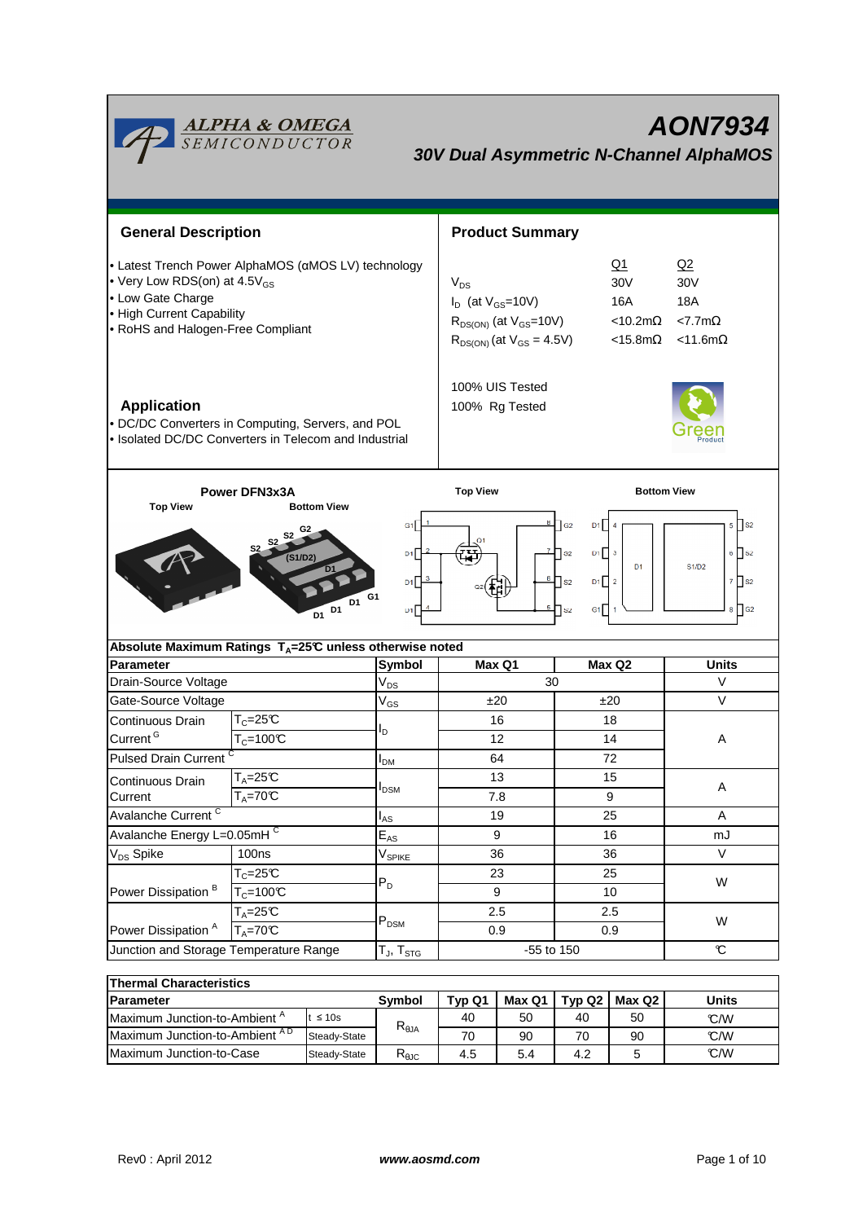# AON7934

## 30V Dual Asymmetric N-Channel AlphaMOS

### General Description

- Latest Trench Power AlphaMOS (αMOS LV) technology
- Very Low RDS(on) at $4.5V_{GS}$
- Low Gate Charge
- High Current Capability
- RoHS and Halogen-Free Compliant

### Application

- DC/DC Converters in Computing, Servers, and POL
- Isolated DC/DC Converters in Telecom and Industrial

### Product Summary

| | Q1 | Q2 |
|---|---|---|
| $V_{DS}$ | 30V | 30V |
| $I_D$ (at $V_{GS}$=10V) | 16A | 18A |
| $R_{DS(ON)}$ (at $V_{GS}$=10V) | <10.2mΩ | <7.7mΩ |
| $R_{DS(ON)}$ (at $V_{GS}$ = 4.5V) | <15.8mΩ | <11.6mΩ |

100% UIS Tested
100% Rg Tested

Power DFN3x3A

Top View | Bottom View

### Absolute Maximum Ratings $T_A$=25℃ unless otherwise noted

| Parameter | | Symbol | Max Q1 | Max Q2 | Units |
|---|---|---|---|---|---|
| Drain-Source Voltage | | $V_{DS}$ | 30 | | V |
| Gate-Source Voltage | | $V_{GS}$ | ±20 | ±20 | V |
| Continuous Drain Current [G] | $T_C$=25℃ | $I_D$ | 16 | 18 | A |
| | $T_C$=100℃ | | 12 | 14 | |
| Pulsed Drain Current [C] | | $I_{DM}$ | 64 | 72 | |
| Continuous Drain Current | $T_A$=25℃ | $I_{DSM}$ | 13 | 15 | A |
| | $T_A$=70℃ | | 7.8 | 9 | |
| Avalanche Current [C] | | $I_{AS}$ | 19 | 25 | A |
| Avalanche Energy L=0.05mH [C] | | $E_{AS}$ | 9 | 16 | mJ |
| $V_{DS}$ Spike | 100ns | $V_{SPIKE}$ | 36 | 36 | V |
| Power Dissipation [B] | $T_C$=25℃ | $P_D$ | 23 | 25 | W |
| | $T_C$=100℃ | | 9 | 10 | |
| Power Dissipation [A] | $T_A$=25℃ | $P_{DSM}$ | 2.5 | 2.5 | W |
| | $T_A$=70℃ | | 0.9 | 0.9 | |
| Junction and Storage Temperature Range | | $T_J$, $T_{STG}$ | -55 to 150 | | ℃ |

### Thermal Characteristics

| Parameter | | Symbol | Typ Q1 | Max Q1 | Typ Q2 | Max Q2 | Units |
|---|---|---|---|---|---|---|---|
| Maximum Junction-to-Ambient [A] | t ≤ 10s | $R_{\theta JA}$ | 40 | 50 | 40 | 50 | ℃/W |
| Maximum Junction-to-Ambient [A D] | Steady-State | | 70 | 90 | 70 | 90 | ℃/W |
| Maximum Junction-to-Case | Steady-State | $R_{\theta JC}$ | 4.5 | 5.4 | 4.2 | 5 | ℃/W |

Rev0 : April 2012 www.aosmd.com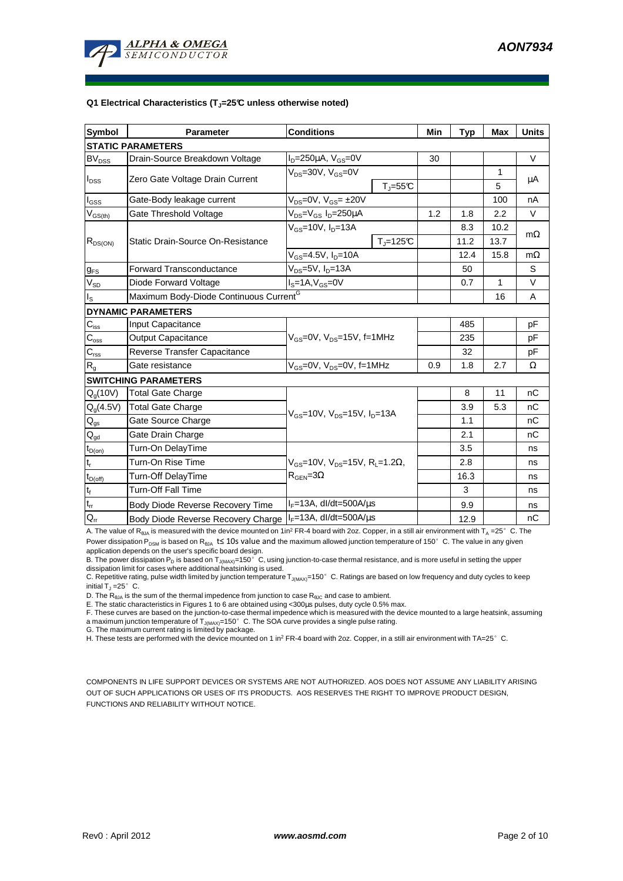### Q1 Electrical Characteristics ($T_J$=25°C unless otherwise noted)

| Symbol | Parameter | Conditions | | Min | Typ | Max | Units |
|---|---|---|---|---|---|---|---|
| **STATIC PARAMETERS** | | | | | | | |
| $BV_{DSS}$ | Drain-Source Breakdown Voltage | $I_D$=250µA, $V_{GS}$=0V | | 30 | | | V |
| $I_{DSS}$ | Zero Gate Voltage Drain Current | $V_{DS}$=30V, $V_{GS}$=0V | | | | 1 | µA |
| | | | $T_J$=55°C | | | 5 | |
| $I_{GSS}$ | Gate-Body leakage current | $V_{DS}$=0V, $V_{GS}$= ±20V | | | | 100 | nA |
| $V_{GS(th)}$ | Gate Threshold Voltage | $V_{DS}$=$V_{GS}$ $I_D$=250µA | | 1.2 | 1.8 | 2.2 | V |
| $R_{DS(ON)}$ | Static Drain-Source On-Resistance | $V_{GS}$=10V, $I_D$=13A | | | 8.3 | 10.2 | mΩ |
| | | | $T_J$=125°C | | 11.2 | 13.7 | |
| | | $V_{GS}$=4.5V, $I_D$=10A | | | 12.4 | 15.8 | mΩ |
| $g_{FS}$ | Forward Transconductance | $V_{DS}$=5V, $I_D$=13A | | | 50 | | S |
| $V_{SD}$ | Diode Forward Voltage | $I_S$=1A,$V_{GS}$=0V | | | 0.7 | 1 | V |
| $I_S$ | Maximum Body-Diode Continuous Current[G] | | | | | 16 | A |
| **DYNAMIC PARAMETERS** | | | | | | | |
| $C_{iss}$ | Input Capacitance | $V_{GS}$=0V, $V_{DS}$=15V, f=1MHz | | | 485 | | pF |
| $C_{oss}$ | Output Capacitance | | | | 235 | | pF |
| $C_{rss}$ | Reverse Transfer Capacitance | | | | 32 | | pF |
| $R_g$ | Gate resistance | $V_{GS}$=0V, $V_{DS}$=0V, f=1MHz | | 0.9 | 1.8 | 2.7 | Ω |
| **SWITCHING PARAMETERS** | | | | | | | |
| $Q_g$(10V) | Total Gate Charge | $V_{GS}$=10V, $V_{DS}$=15V, $I_D$=13A | | | 8 | 11 | nC |
| $Q_g$(4.5V) | Total Gate Charge | | | | 3.9 | 5.3 | nC |
| $Q_{gs}$ | Gate Source Charge | | | | 1.1 | | nC |
| $Q_{gd}$ | Gate Drain Charge | | | | 2.1 | | nC |
| $t_{D(on)}$ | Turn-On DelayTime | $V_{GS}$=10V, $V_{DS}$=15V, $R_L$=1.2Ω, $R_{GEN}$=3Ω | | | 3.5 | | ns |
| $t_r$ | Turn-On Rise Time | | | | 2.8 | | ns |
| $t_{D(off)}$ | Turn-Off DelayTime | | | | 16.3 | | ns |
| $t_f$ | Turn-Off Fall Time | | | | 3 | | ns |
| $t_{rr}$ | Body Diode Reverse Recovery Time | $I_F$=13A, dI/dt=500A/µs | | | 9.9 | | ns |
| $Q_{rr}$ | Body Diode Reverse Recovery Charge | $I_F$=13A, dI/dt=500A/µs | | | 12.9 | | nC |

A. The value of $R_{\theta JA}$ is measured with the device mounted on 1in² FR-4 board with 2oz. Copper, in a still air environment with $T_A$ =25° C. The Power dissipation $P_{DSM}$ is based on $R_{\theta JA}$ t≤ 10s value and the maximum allowed junction temperature of 150° C. The value in any given application depends on the user's specific board design.

B. The power dissipation $P_D$ is based on $T_{J(MAX)}$=150° C, using junction-to-case thermal resistance, and is more useful in setting the upper dissipation limit for cases where additional heatsinking is used.

C. Repetitive rating, pulse width limited by junction temperature $T_{J(MAX)}$=150° C. Ratings are based on low frequency and duty cycles to keep initial $T_J$ =25° C.

D. The $R_{\theta JA}$ is the sum of the thermal impedence from junction to case $R_{\theta JC}$ and case to ambient.

E. The static characteristics in Figures 1 to 6 are obtained using <300µs pulses, duty cycle 0.5% max.

F. These curves are based on the junction-to-case thermal impedence which is measured with the device mounted to a large heatsink, assuming a maximum junction temperature of $T_{J(MAX)}$=150° C. The SOA curve provides a single pulse rating.

G. The maximum current rating is limited by package.

H. These tests are performed with the device mounted on 1 in² FR-4 board with 2oz. Copper, in a still air environment with TA=25° C.

COMPONENTS IN LIFE SUPPORT DEVICES OR SYSTEMS ARE NOT AUTHORIZED. AOS DOES NOT ASSUME ANY LIABILITY ARISING OUT OF SUCH APPLICATIONS OR USES OF ITS PRODUCTS. AOS RESERVES THE RIGHT TO IMPROVE PRODUCT DESIGN, FUNCTIONS AND RELIABILITY WITHOUT NOTICE.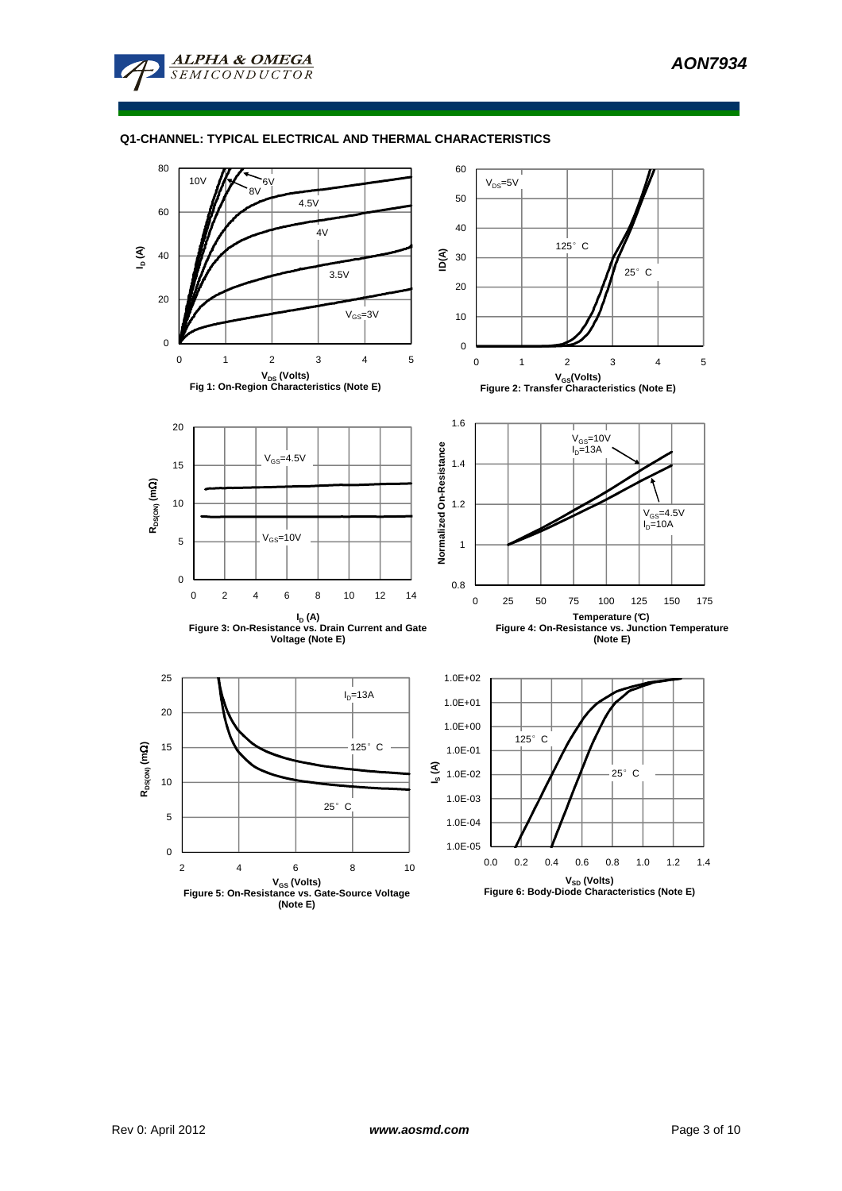## Q1-CHANNEL: TYPICAL ELECTRICAL AND THERMAL CHARACTERISTICS

Fig 1: On-Region Characteristics (Note E)

Figure 2: Transfer Characteristics (Note E)

Figure 3: On-Resistance vs. Drain Current and Gate Voltage (Note E)

Figure 4: On-Resistance vs. Junction Temperature (Note E)

Figure 5: On-Resistance vs. Gate-Source Voltage (Note E)

Figure 6: Body-Diode Characteristics (Note E)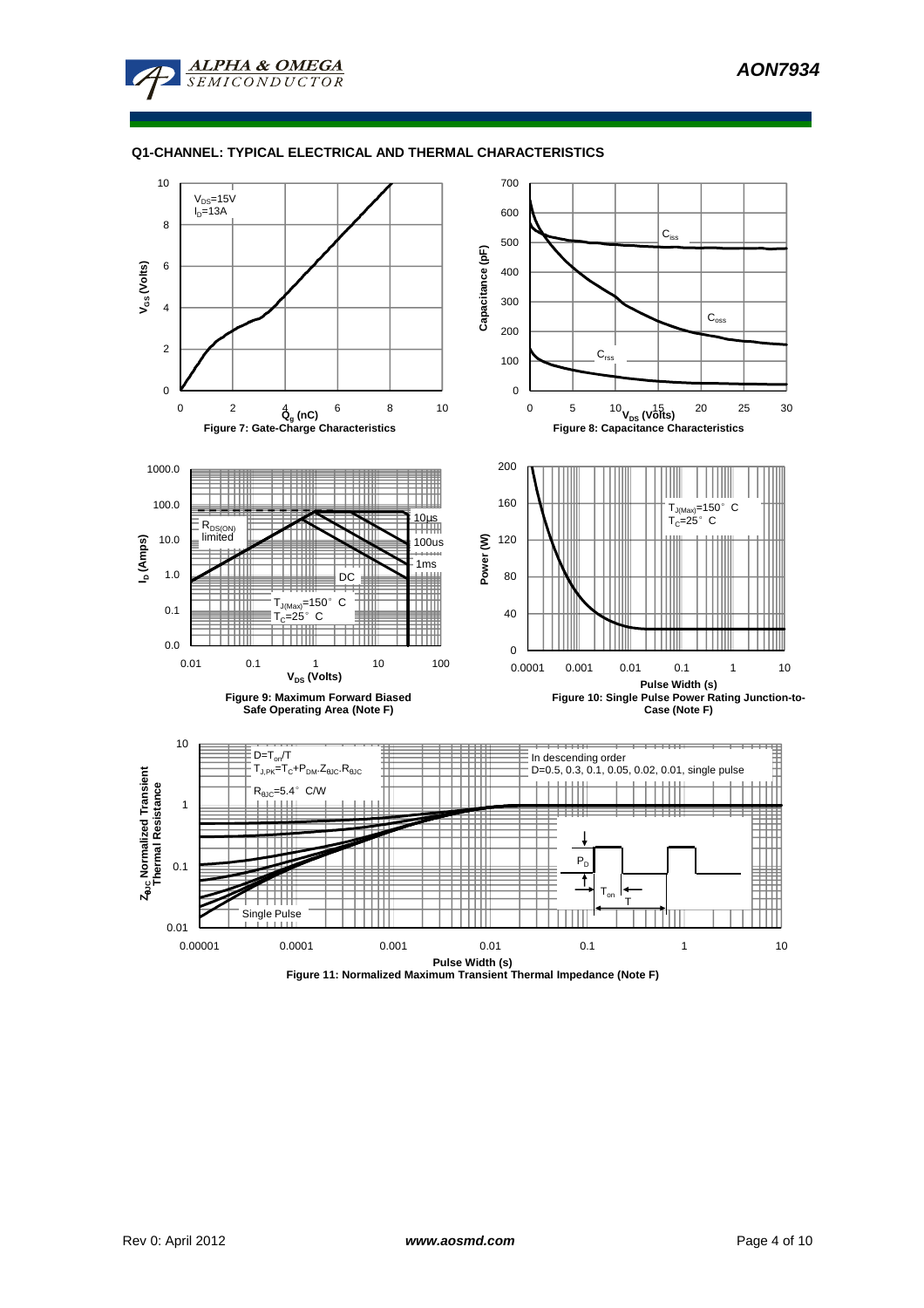## Q1-CHANNEL: TYPICAL ELECTRICAL AND THERMAL CHARACTERISTICS

$V_{DS}$=15V
$I_D$=13A

$V_{GS}$ (Volts)

$Q_g$ (nC)

Figure 7: Gate-Charge Characteristics

Capacitance (pF)

$C_{iss}$

$C_{oss}$

$C_{rss}$

$V_{DS}$ (Volts)

Figure 8: Capacitance Characteristics

$I_D$ (Amps)

$R_{DS(ON)}$ limited

10µs

100us

1ms

DC

$T_{J(Max)}$=150° C
$T_C$=25° C

$V_{DS}$ (Volts)

Figure 9: Maximum Forward Biased Safe Operating Area (Note F)

Power (W)

$T_{J(Max)}$=150° C
$T_C$=25° C

Pulse Width (s)

Figure 10: Single Pulse Power Rating Junction-to-Case (Note F)

$Z_{\theta JC}$ Normalized Transient Thermal Resistance

$D=T_{on}/T$
$T_{J,PK}=T_C+P_{DM}.Z_{\theta JC}.R_{\theta JC}$

$R_{\theta JC}$=5.4° C/W

In descending order
D=0.5, 0.3, 0.1, 0.05, 0.02, 0.01, single pulse

Single Pulse

$P_D$

$T_{on}$

T

Pulse Width (s)

Figure 11: Normalized Maximum Transient Thermal Impedance (Note F)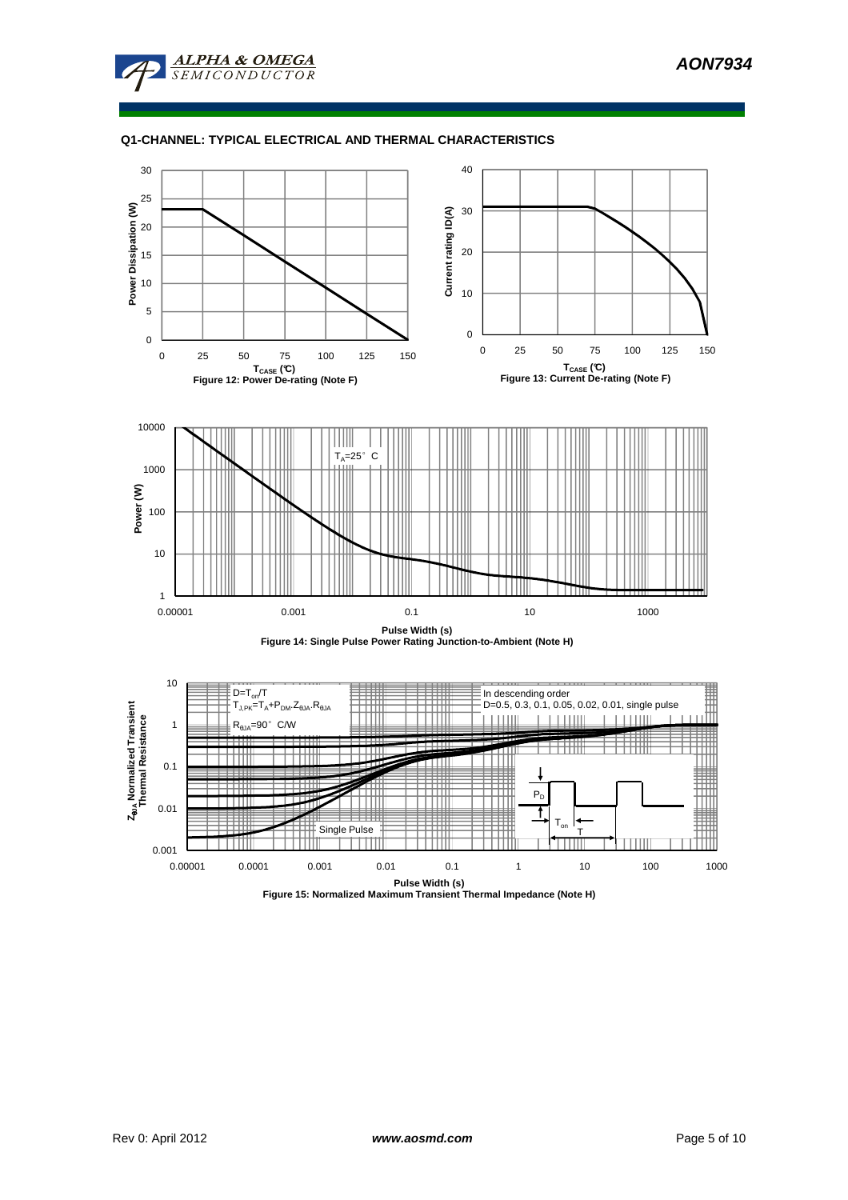## Q1-CHANNEL: TYPICAL ELECTRICAL AND THERMAL CHARACTERISTICS

Power Dissipation (W)

$T_{CASE}$ (°C)

**Figure 12: Power De-rating (Note F)**

Current rating ID(A)

$T_{CASE}$ (°C)

**Figure 13: Current De-rating (Note F)**

$T_A$=25°C

Power (W)

Pulse Width (s)

**Figure 14: Single Pulse Power Rating Junction-to-Ambient (Note H)**

$D=T_{on}/T$

$T_{J,PK}=T_A+P_{DM}.Z_{\theta JA}.R_{\theta JA}$

$R_{\theta JA}$=90°C/W

In descending order

D=0.5, 0.3, 0.1, 0.05, 0.02, 0.01, single pulse

Single Pulse

$P_D$

$T_{on}$

T

$Z_{\theta JA}$ Normalized Transient Thermal Resistance

Pulse Width (s)

**Figure 15: Normalized Maximum Transient Thermal Impedance (Note H)**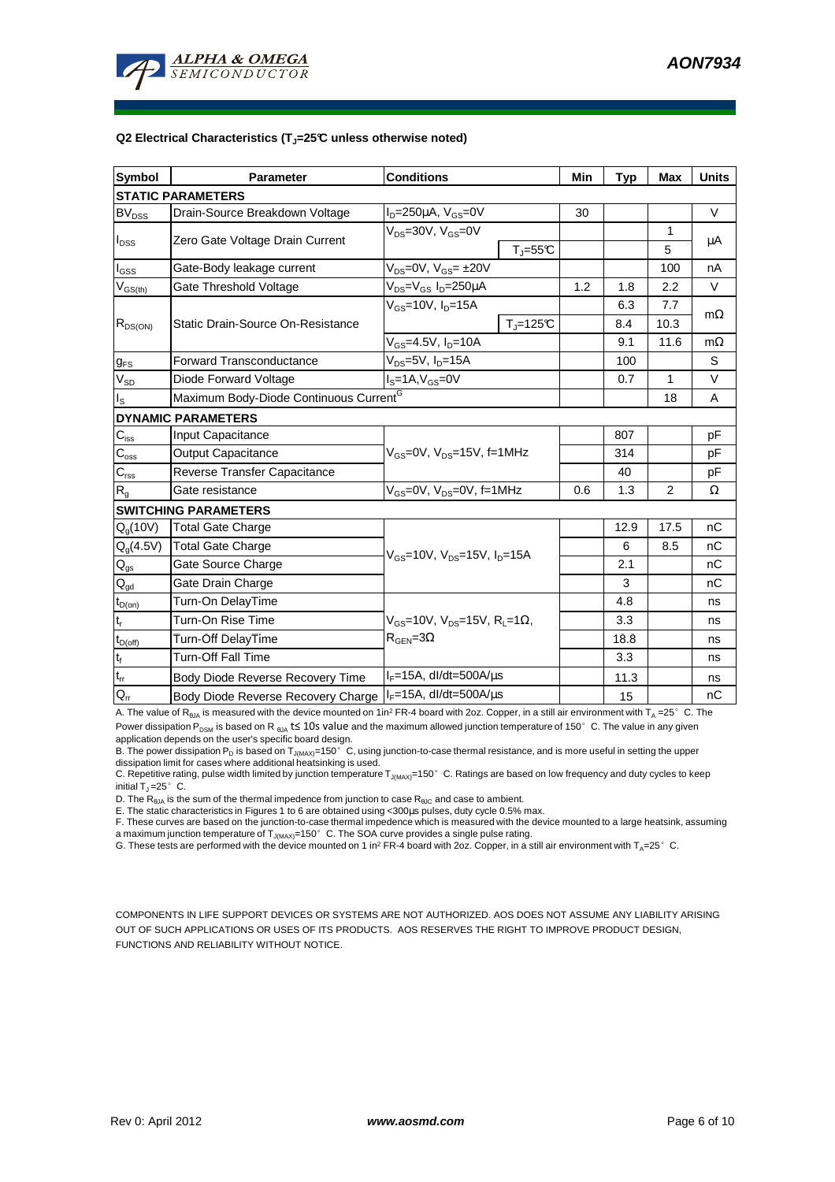**Q2 Electrical Characteristics ($T_J$=25°C unless otherwise noted)**

| Symbol | Parameter | Conditions | | Min | Typ | Max | Units |
|---|---|---|---|---|---|---|---|
| **STATIC PARAMETERS** | | | | | | | |
| $BV_{DSS}$ | Drain-Source Breakdown Voltage | $I_D$=250µA, $V_{GS}$=0V | | 30 | | | V |
| $I_{DSS}$ | Zero Gate Voltage Drain Current | $V_{DS}$=30V, $V_{GS}$=0V | | | | 1 | µA |
| | | | $T_J$=55°C | | | 5 | |
| $I_{GSS}$ | Gate-Body leakage current | $V_{DS}$=0V, $V_{GS}$= ±20V | | | | 100 | nA |
| $V_{GS(th)}$ | Gate Threshold Voltage | $V_{DS}$=$V_{GS}$ $I_D$=250µA | | 1.2 | 1.8 | 2.2 | V |
| $R_{DS(ON)}$ | Static Drain-Source On-Resistance | $V_{GS}$=10V, $I_D$=15A | | | 6.3 | 7.7 | mΩ |
| | | | $T_J$=125°C | | 8.4 | 10.3 | |
| | | $V_{GS}$=4.5V, $I_D$=10A | | | 9.1 | 11.6 | mΩ |
| $g_{FS}$ | Forward Transconductance | $V_{DS}$=5V, $I_D$=15A | | | 100 | | S |
| $V_{SD}$ | Diode Forward Voltage | $I_S$=1A,$V_{GS}$=0V | | | 0.7 | 1 | V |
| $I_S$ | Maximum Body-Diode Continuous Current[G] | | | | | 18 | A |
| **DYNAMIC PARAMETERS** | | | | | | | |
| $C_{iss}$ | Input Capacitance | $V_{GS}$=0V, $V_{DS}$=15V, f=1MHz | | | 807 | | pF |
| $C_{oss}$ | Output Capacitance | | | | 314 | | pF |
| $C_{rss}$ | Reverse Transfer Capacitance | | | | 40 | | pF |
| $R_g$ | Gate resistance | $V_{GS}$=0V, $V_{DS}$=0V, f=1MHz | | 0.6 | 1.3 | 2 | Ω |
| **SWITCHING PARAMETERS** | | | | | | | |
| $Q_g$(10V) | Total Gate Charge | $V_{GS}$=10V, $V_{DS}$=15V, $I_D$=15A | | | 12.9 | 17.5 | nC |
| $Q_g$(4.5V) | Total Gate Charge | | | | 6 | 8.5 | nC |
| $Q_{gs}$ | Gate Source Charge | | | | 2.1 | | nC |
| $Q_{gd}$ | Gate Drain Charge | | | | 3 | | nC |
| $t_{D(on)}$ | Turn-On DelayTime | $V_{GS}$=10V, $V_{DS}$=15V, $R_L$=1Ω, $R_{GEN}$=3Ω | | | 4.8 | | ns |
| $t_r$ | Turn-On Rise Time | | | | 3.3 | | ns |
| $t_{D(off)}$ | Turn-Off DelayTime | | | | 18.8 | | ns |
| $t_f$ | Turn-Off Fall Time | | | | 3.3 | | ns |
| $t_{rr}$ | Body Diode Reverse Recovery Time | $I_F$=15A, dI/dt=500A/µs | | | 11.3 | | ns |
| $Q_{rr}$ | Body Diode Reverse Recovery Charge | $I_F$=15A, dI/dt=500A/µs | | | 15 | | nC |

A. The value of $R_{\theta JA}$ is measured with the device mounted on 1in² FR-4 board with 2oz. Copper, in a still air environment with $T_A$ =25° C. The Power dissipation $P_{DSM}$ is based on R $_{\theta JA}$ t≤ 10s value and the maximum allowed junction temperature of 150° C. The value in any given application depends on the user's specific board design.
B. The power dissipation $P_D$ is based on $T_{J(MAX)}$=150° C, using junction-to-case thermal resistance, and is more useful in setting the upper dissipation limit for cases where additional heatsinking is used.
C. Repetitive rating, pulse width limited by junction temperature $T_{J(MAX)}$=150° C. Ratings are based on low frequency and duty cycles to keep initial $T_J$ =25° C.
D. The $R_{\theta JA}$ is the sum of the thermal impedence from junction to case $R_{\theta JC}$ and case to ambient.
E. The static characteristics in Figures 1 to 6 are obtained using <300µs pulses, duty cycle 0.5% max.
F. These curves are based on the junction-to-case thermal impedence which is measured with the device mounted to a large heatsink, assuming a maximum junction temperature of $T_{J(MAX)}$=150° C. The SOA curve provides a single pulse rating.
G. These tests are performed with the device mounted on 1 in² FR-4 board with 2oz. Copper, in a still air environment with $T_A$=25° C.

COMPONENTS IN LIFE SUPPORT DEVICES OR SYSTEMS ARE NOT AUTHORIZED. AOS DOES NOT ASSUME ANY LIABILITY ARISING OUT OF SUCH APPLICATIONS OR USES OF ITS PRODUCTS. AOS RESERVES THE RIGHT TO IMPROVE PRODUCT DESIGN, FUNCTIONS AND RELIABILITY WITHOUT NOTICE.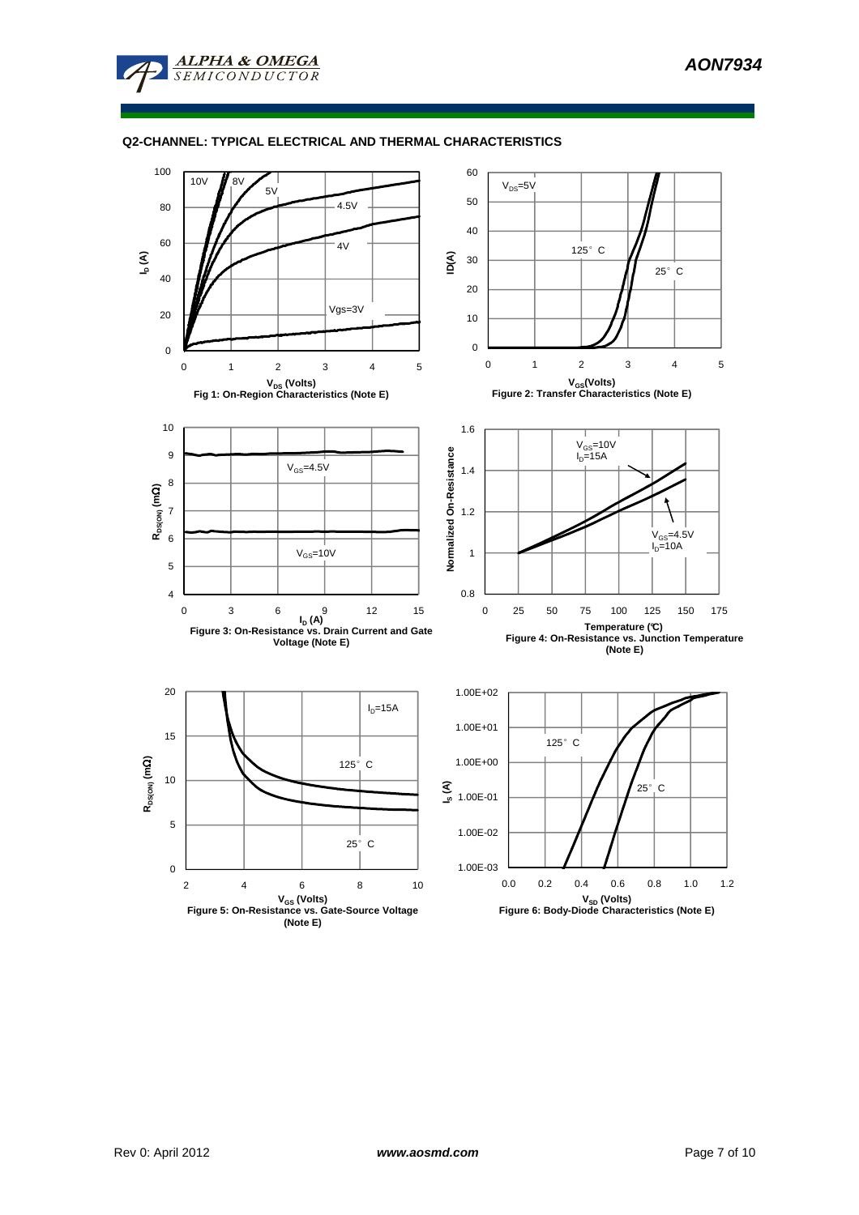## Q2-CHANNEL: TYPICAL ELECTRICAL AND THERMAL CHARACTERISTICS

Fig 1: On-Region Characteristics (Note E)

Figure 2: Transfer Characteristics (Note E)

Figure 3: On-Resistance vs. Drain Current and Gate Voltage (Note E)

Figure 4: On-Resistance vs. Junction Temperature (Note E)

Figure 5: On-Resistance vs. Gate-Source Voltage (Note E)

Figure 6: Body-Diode Characteristics (Note E)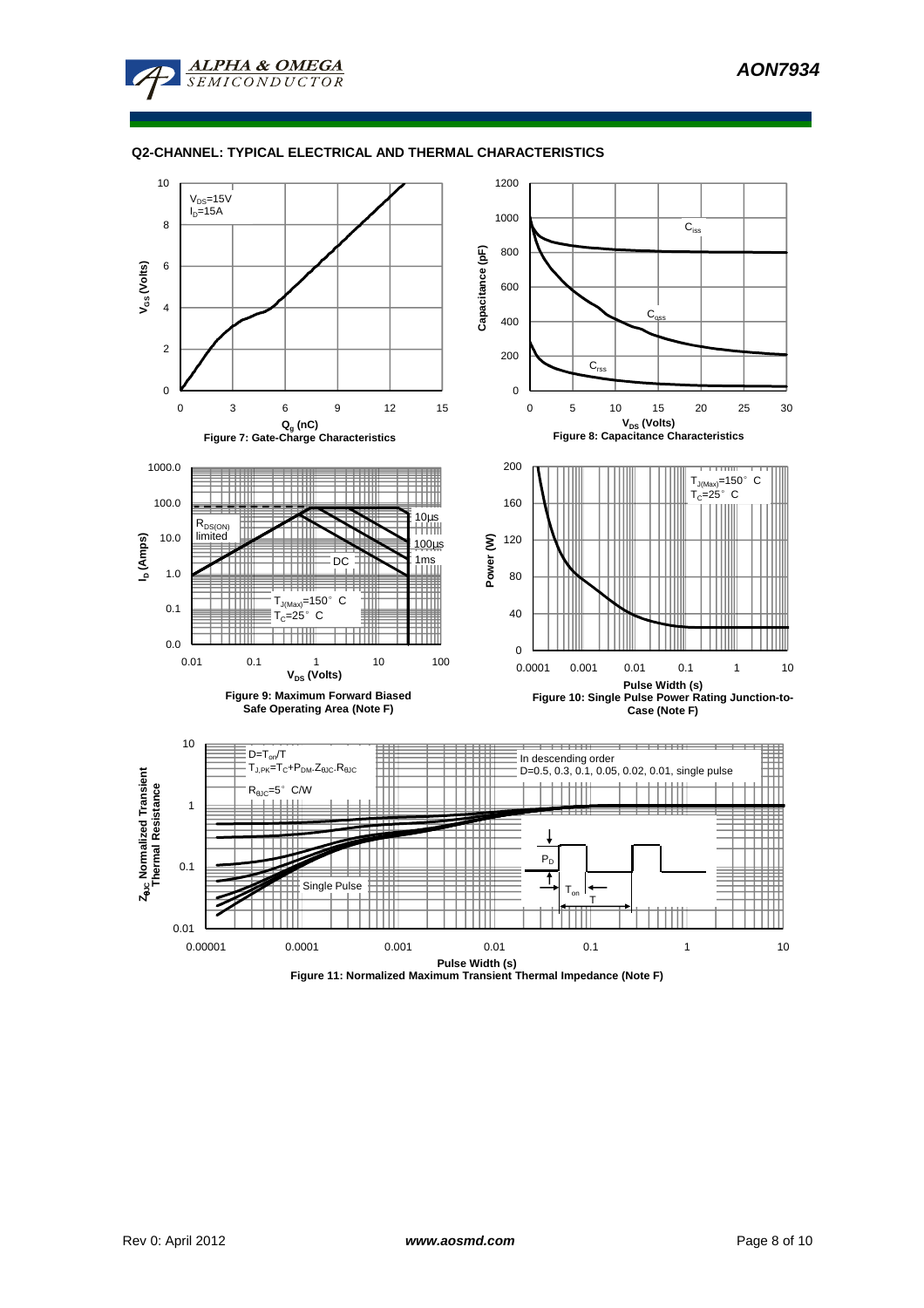## Q2-CHANNEL: TYPICAL ELECTRICAL AND THERMAL CHARACTERISTICS

$V_{DS}$=15V
$I_D$=15A

$V_{GS}$ (Volts)

$Q_g$ (nC)

**Figure 7: Gate-Charge Characteristics**

$C_{iss}$

$C_{oss}$

$C_{rss}$

Capacitance (pF)

$V_{DS}$ (Volts)

**Figure 8: Capacitance Characteristics**

$R_{DS(ON)}$ limited

10µs

100µs

1ms

DC

$T_{J(Max)}$=150° C
$T_C$=25° C

$I_D$ (Amps)

$V_{DS}$ (Volts)

**Figure 9: Maximum Forward Biased Safe Operating Area (Note F)**

$T_{J(Max)}$=150° C
$T_C$=25° C

Power (W)

Pulse Width (s)

**Figure 10: Single Pulse Power Rating Junction-to-Case (Note F)**

D=$T_{on}$/T
$T_{J,PK}$=$T_C$+$P_{DM}$.$Z_{\theta JC}$.$R_{\theta JC}$

$R_{\theta JC}$=5° C/W

In descending order
D=0.5, 0.3, 0.1, 0.05, 0.02, 0.01, single pulse

Single Pulse

$P_D$

$T_{on}$

T

$Z_{\theta JC}$ Normalized Transient Thermal Resistance

Pulse Width (s)

**Figure 11: Normalized Maximum Transient Thermal Impedance (Note F)**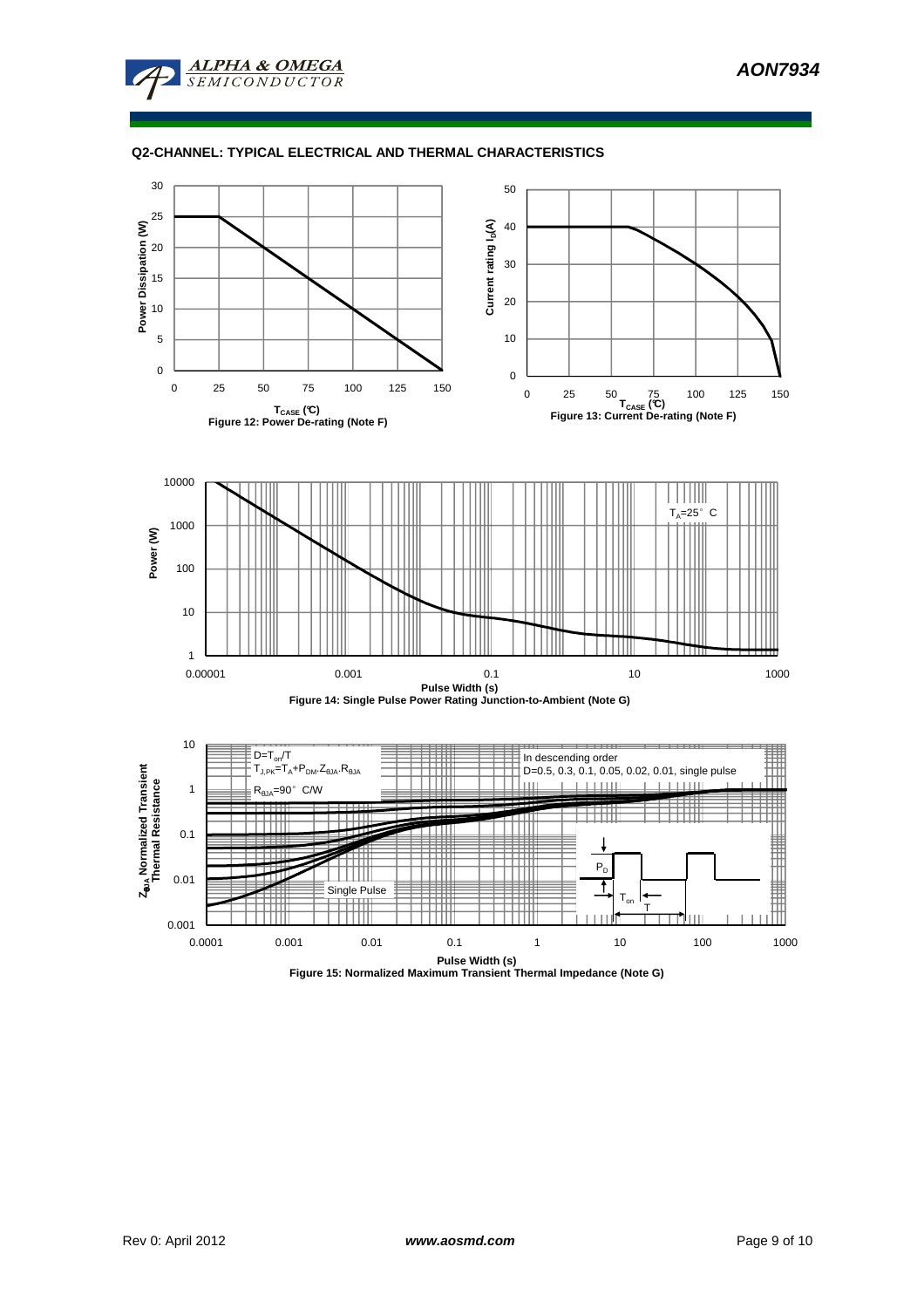## Q2-CHANNEL: TYPICAL ELECTRICAL AND THERMAL CHARACTERISTICS

Figure 12: Power De-rating (Note F)

Figure 13: Current De-rating (Note F)

Figure 14: Single Pulse Power Rating Junction-to-Ambient (Note G)

Figure 15: Normalized Maximum Transient Thermal Impedance (Note G)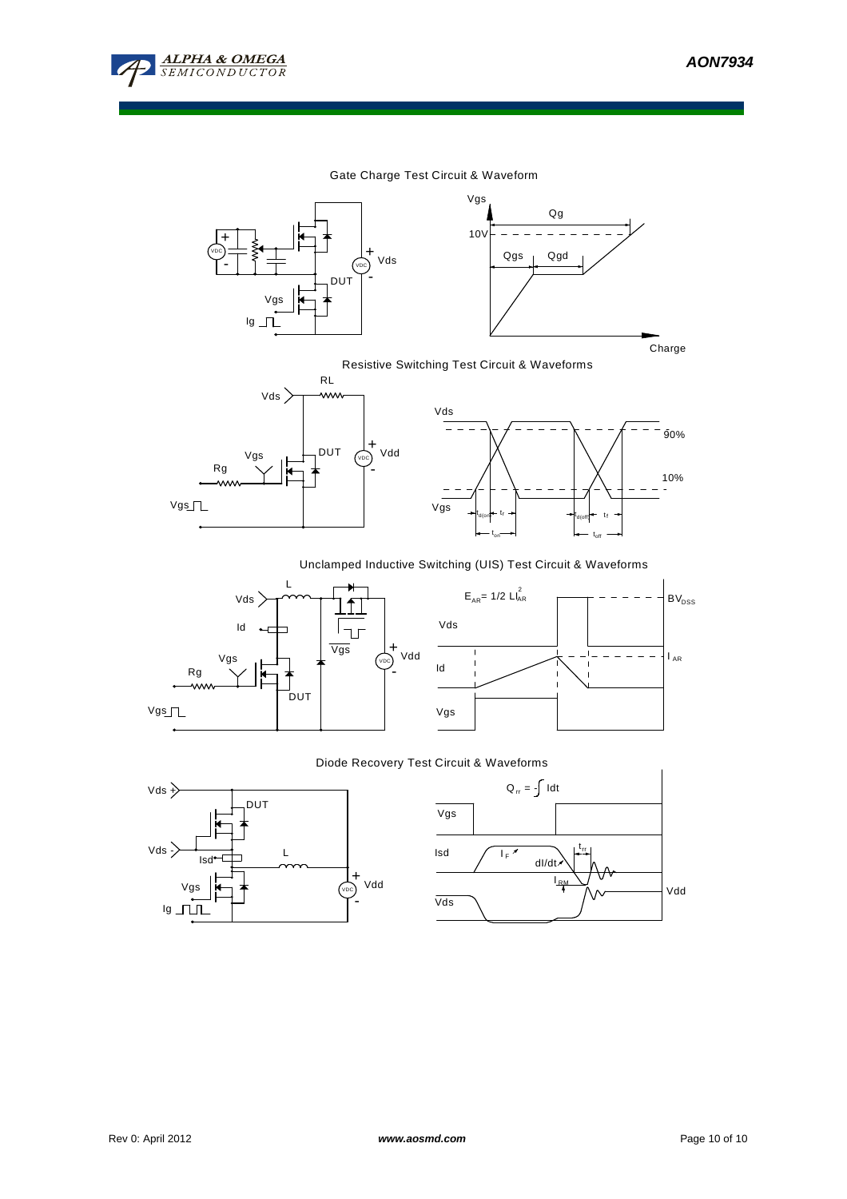## Gate Charge Test Circuit & Waveform

VDC

DUT

Vgs

Ig

Vds

Vgs

Qg

10V

Qgs

Qgd

Charge

## Resistive Switching Test Circuit & Waveforms

RL

Vds

Vgs

Rg

DUT

Vdd

Vgs

Vds

90%

10%

Vgs

$t_{d(on)}$

$t_r$

$t_{on}$

$t_{d(off)}$

$t_f$

$t_{off}$

## Unclamped Inductive Switching (UIS) Test Circuit & Waveforms

L

Vds

Id

Vgs

Rg

DUT

Vgs

Vdd

$E_{AR} = 1/2\, L I_{AR}^2$

$BV_{DSS}$

Vds

Id

$I_{AR}$

Vgs

## Diode Recovery Test Circuit & Waveforms

Vds +

DUT

Vds -

Isd

L

Vgs

Ig

Vdd

$Q_{rr} = -\int Idt$

Vgs

Isd

$I_F$

dI/dt

$t_{rr}$

$I_{RM}$

Vds

Vdd